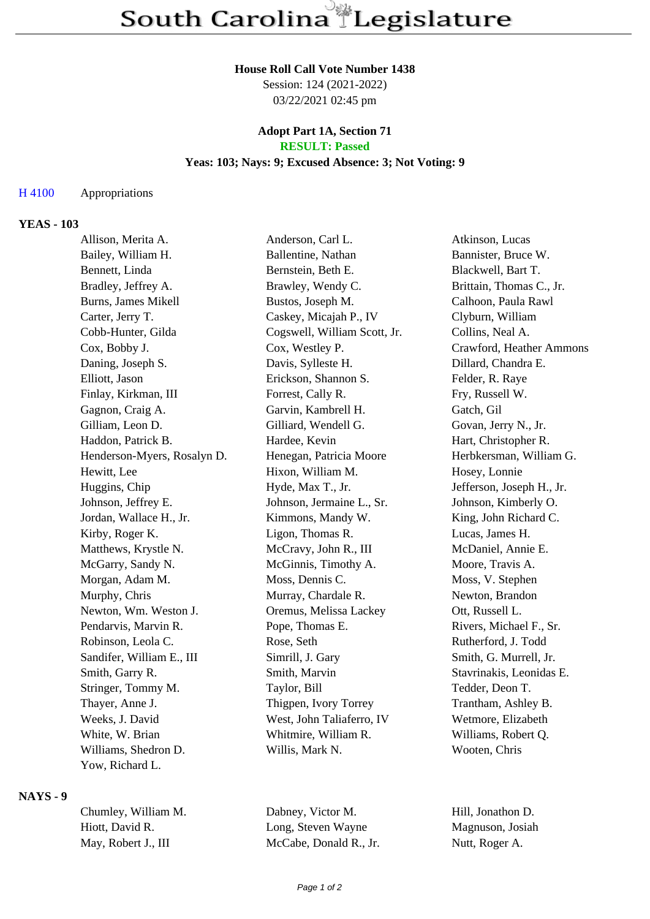# South Carolina Legislature

**House Roll Call Vote Number 1438**
Session: 124 (2021-2022)
03/22/2021 02:45 pm

**Adopt Part 1A, Section 71**
**RESULT: Passed**
**Yeas: 103; Nays: 9; Excused Absence: 3; Not Voting: 9**

H 4100 Appropriations

## YEAS - 103

Allison, Merita A.
Anderson, Carl L.
Atkinson, Lucas
Bailey, William H.
Ballentine, Nathan
Bannister, Bruce W.
Bennett, Linda
Bernstein, Beth E.
Blackwell, Bart T.
Bradley, Jeffrey A.
Brawley, Wendy C.
Brittain, Thomas C., Jr.
Burns, James Mikell
Bustos, Joseph M.
Calhoon, Paula Rawl
Carter, Jerry T.
Caskey, Micajah P., IV
Clyburn, William
Cobb-Hunter, Gilda
Cogswell, William Scott, Jr.
Collins, Neal A.
Cox, Bobby J.
Cox, Westley P.
Crawford, Heather Ammons
Daning, Joseph S.
Davis, Sylleste H.
Dillard, Chandra E.
Elliott, Jason
Erickson, Shannon S.
Felder, R. Raye
Finlay, Kirkman, III
Forrest, Cally R.
Fry, Russell W.
Gagnon, Craig A.
Garvin, Kambrell H.
Gatch, Gil
Gilliam, Leon D.
Gilliard, Wendell G.
Govan, Jerry N., Jr.
Haddon, Patrick B.
Hardee, Kevin
Hart, Christopher R.
Henderson-Myers, Rosalyn D.
Henegan, Patricia Moore
Herbkersman, William G.
Hewitt, Lee
Hixon, William M.
Hosey, Lonnie
Huggins, Chip
Hyde, Max T., Jr.
Jefferson, Joseph H., Jr.
Johnson, Jeffrey E.
Johnson, Jermaine L., Sr.
Johnson, Kimberly O.
Jordan, Wallace H., Jr.
Kimmons, Mandy W.
King, John Richard C.
Kirby, Roger K.
Ligon, Thomas R.
Lucas, James H.
Matthews, Krystle N.
McCravy, John R., III
McDaniel, Annie E.
McGarry, Sandy N.
McGinnis, Timothy A.
Moore, Travis A.
Morgan, Adam M.
Moss, Dennis C.
Moss, V. Stephen
Murphy, Chris
Murray, Chardale R.
Newton, Brandon
Newton, Wm. Weston J.
Oremus, Melissa Lackey
Ott, Russell L.
Pendarvis, Marvin R.
Pope, Thomas E.
Rivers, Michael F., Sr.
Robinson, Leola C.
Rose, Seth
Rutherford, J. Todd
Sandifer, William E., III
Simrill, J. Gary
Smith, G. Murrell, Jr.
Smith, Garry R.
Smith, Marvin
Stavrinakis, Leonidas E.
Stringer, Tommy M.
Taylor, Bill
Tedder, Deon T.
Thayer, Anne J.
Thigpen, Ivory Torrey
Trantham, Ashley B.
Weeks, J. David
West, John Taliaferro, IV
Wetmore, Elizabeth
White, W. Brian
Whitmire, William R.
Williams, Robert Q.
Williams, Shedron D.
Willis, Mark N.
Wooten, Chris
Yow, Richard L.

## NAYS - 9

Chumley, William M.
Dabney, Victor M.
Hill, Jonathon D.
Hiott, David R.
Long, Steven Wayne
Magnuson, Josiah
May, Robert J., III
McCabe, Donald R., Jr.
Nutt, Roger A.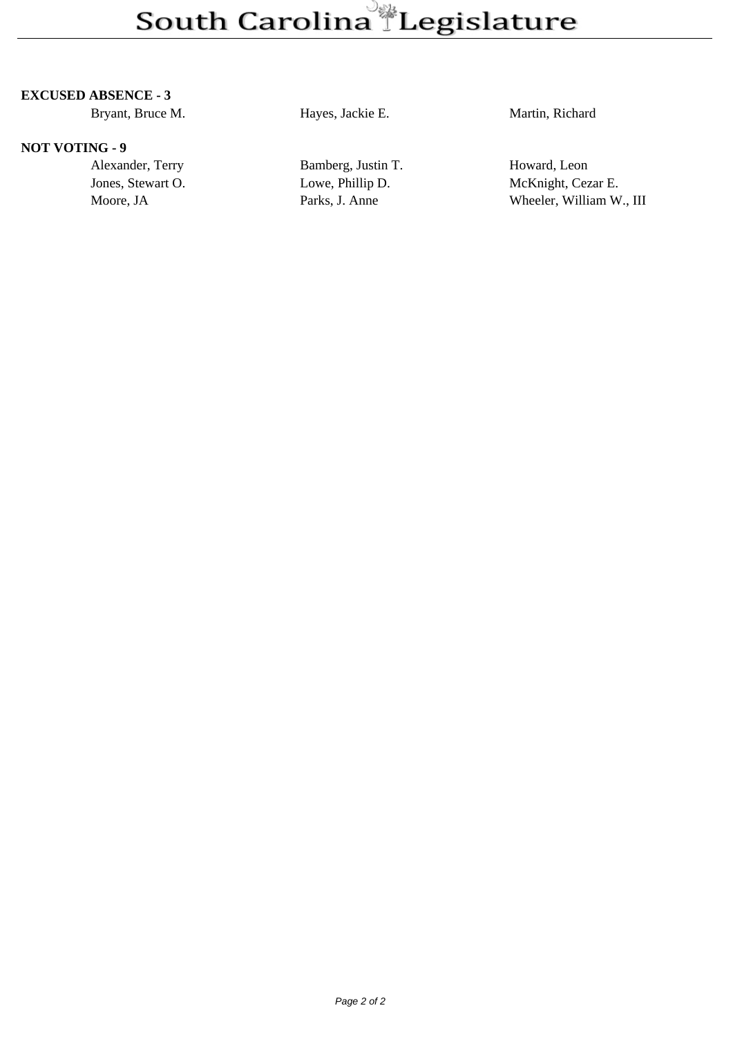**EXCUSED ABSENCE - 3**

| | | |
|---|---|---|
| Bryant, Bruce M. | Hayes, Jackie E. | Martin, Richard |

**NOT VOTING - 9**

| | | |
|---|---|---|
| Alexander, Terry | Bamberg, Justin T. | Howard, Leon |
| Jones, Stewart O. | Lowe, Phillip D. | McKnight, Cezar E. |
| Moore, JA | Parks, J. Anne | Wheeler, William W., III |